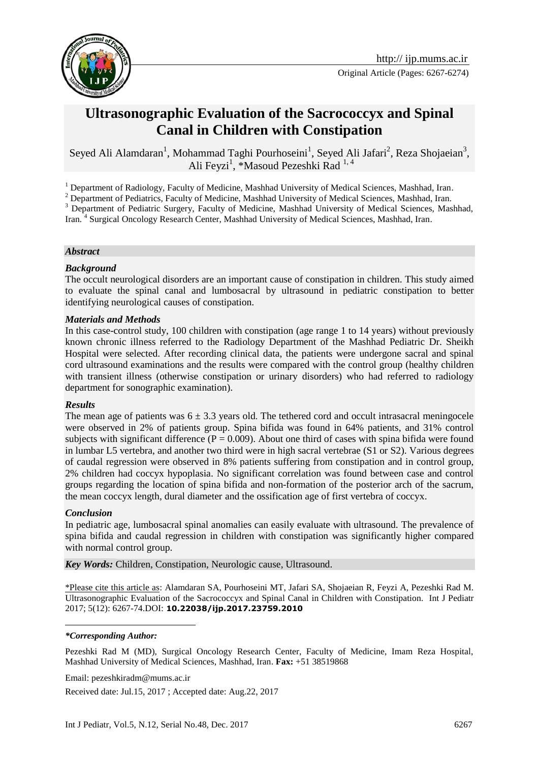http:// ijp.mums.ac.ir

Original Article (Pages: 6267-6274)

# Ultrasonographic Evaluation of the Sacrococcyx and Spinal Canal in Children with Constipation

Seyed Ali Alamdaran[1], Mohammad Taghi Pourhoseini[1], Seyed Ali Jafari[2], Reza Shojaeian[3], Ali Feyzi[1], *Masoud Pezeshki Rad [1, 4]

[1] Department of Radiology, Faculty of Medicine, Mashhad University of Medical Sciences, Mashhad, Iran.
[2] Department of Pediatrics, Faculty of Medicine, Mashhad University of Medical Sciences, Mashhad, Iran.
[3] Department of Pediatric Surgery, Faculty of Medicine, Mashhad University of Medical Sciences, Mashhad, Iran. [4] Surgical Oncology Research Center, Mashhad University of Medical Sciences, Mashhad, Iran.

***Abstract***

***Background***

The occult neurological disorders are an important cause of constipation in children. This study aimed to evaluate the spinal canal and lumbosacral by ultrasound in pediatric constipation to better identifying neurological causes of constipation.

***Materials and Methods***

In this case-control study, 100 children with constipation (age range 1 to 14 years) without previously known chronic illness referred to the Radiology Department of the Mashhad Pediatric Dr. Sheikh Hospital were selected. After recording clinical data, the patients were undergone sacral and spinal cord ultrasound examinations and the results were compared with the control group (healthy children with transient illness (otherwise constipation or urinary disorders) who had referred to radiology department for sonographic examination).

***Results***

The mean age of patients was $6 \pm 3.3$ years old. The tethered cord and occult intrasacral meningocele were observed in 2% of patients group. Spina bifida was found in 64% patients, and 31% control subjects with significant difference ($P = 0.009$). About one third of cases with spina bifida were found in lumbar L5 vertebra, and another two third were in high sacral vertebrae (S1 or S2). Various degrees of caudal regression were observed in 8% patients suffering from constipation and in control group, 2% children had coccyx hypoplasia. No significant correlation was found between case and control groups regarding the location of spina bifida and non-formation of the posterior arch of the sacrum, the mean coccyx length, dural diameter and the ossification age of first vertebra of coccyx.

***Conclusion***

In pediatric age, lumbosacral spinal anomalies can easily evaluate with ultrasound. The prevalence of spina bifida and caudal regression in children with constipation was significantly higher compared with normal control group.

***Key Words:*** Children, Constipation, Neurologic cause, Ultrasound.

*Please cite this article as: Alamdaran SA, Pourhoseini MT, Jafari SA, Shojaeian R, Feyzi A, Pezeshki Rad M. Ultrasonographic Evaluation of the Sacrococcyx and Spinal Canal in Children with Constipation. Int J Pediatr 2017; 5(12): 6267-74.DOI: **10.22038/ijp.2017.23759.2010**

***\*Corresponding Author:***

Pezeshki Rad M (MD), Surgical Oncology Research Center, Faculty of Medicine, Imam Reza Hospital, Mashhad University of Medical Sciences, Mashhad, Iran. **Fax:** +51 38519868

Email: pezeshkiradm@mums.ac.ir

Received date: Jul.15, 2017 ; Accepted date: Aug.22, 2017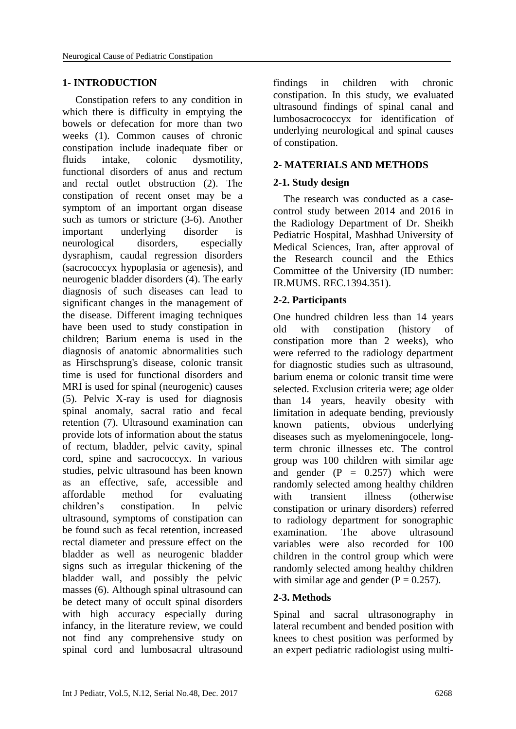## 1- INTRODUCTION

Constipation refers to any condition in which there is difficulty in emptying the bowels or defecation for more than two weeks (1). Common causes of chronic constipation include inadequate fiber or fluids intake, colonic dysmotility, functional disorders of anus and rectum and rectal outlet obstruction (2). The constipation of recent onset may be a symptom of an important organ disease such as tumors or stricture (3-6). Another important underlying disorder is neurological disorders, especially dysraphism, caudal regression disorders (sacrococcyx hypoplasia or agenesis), and neurogenic bladder disorders (4). The early diagnosis of such diseases can lead to significant changes in the management of the disease. Different imaging techniques have been used to study constipation in children; Barium enema is used in the diagnosis of anatomic abnormalities such as Hirschsprung's disease, colonic transit time is used for functional disorders and MRI is used for spinal (neurogenic) causes (5). Pelvic X-ray is used for diagnosis spinal anomaly, sacral ratio and fecal retention (7). Ultrasound examination can provide lots of information about the status of rectum, bladder, pelvic cavity, spinal cord, spine and sacrococcyx. In various studies, pelvic ultrasound has been known as an effective, safe, accessible and affordable method for evaluating children's constipation. In pelvic ultrasound, symptoms of constipation can be found such as fecal retention, increased rectal diameter and pressure effect on the bladder as well as neurogenic bladder signs such as irregular thickening of the bladder wall, and possibly the pelvic masses (6). Although spinal ultrasound can be detect many of occult spinal disorders with high accuracy especially during infancy, in the literature review, we could not find any comprehensive study on spinal cord and lumbosacral ultrasound findings in children with chronic constipation. In this study, we evaluated ultrasound findings of spinal canal and lumbosacrococcyx for identification of underlying neurological and spinal causes of constipation.

## 2- MATERIALS AND METHODS

### 2-1. Study design

The research was conducted as a case-control study between 2014 and 2016 in the Radiology Department of Dr. Sheikh Pediatric Hospital, Mashhad University of Medical Sciences, Iran, after approval of the Research council and the Ethics Committee of the University (ID number: IR.MUMS. REC.1394.351).

### 2-2. Participants

One hundred children less than 14 years old with constipation (history of constipation more than 2 weeks), who were referred to the radiology department for diagnostic studies such as ultrasound, barium enema or colonic transit time were selected. Exclusion criteria were; age older than 14 years, heavily obesity with limitation in adequate bending, previously known patients, obvious underlying diseases such as myelomeningocele, long-term chronic illnesses etc. The control group was 100 children with similar age and gender ($P = 0.257$) which were randomly selected among healthy children with transient illness (otherwise constipation or urinary disorders) referred to radiology department for sonographic examination. The above ultrasound variables were also recorded for 100 children in the control group which were randomly selected among healthy children with similar age and gender ($P = 0.257$).

### 2-3. Methods

Spinal and sacral ultrasonography in lateral recumbent and bended position with knees to chest position was performed by an expert pediatric radiologist using multi-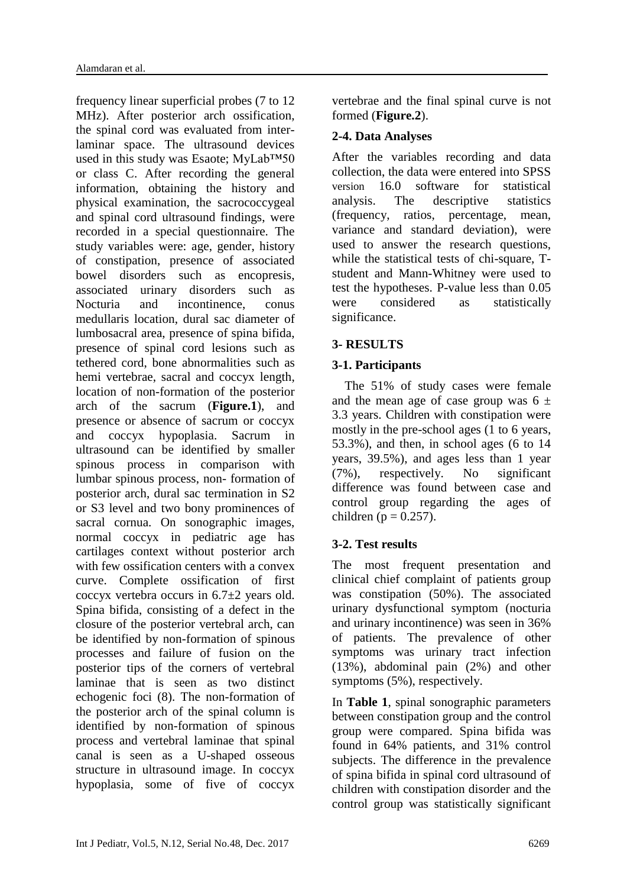frequency linear superficial probes (7 to 12 MHz). After posterior arch ossification, the spinal cord was evaluated from inter-laminar space. The ultrasound devices used in this study was Esaote; MyLab™50 or class C. After recording the general information, obtaining the history and physical examination, the sacrococcygeal and spinal cord ultrasound findings, were recorded in a special questionnaire. The study variables were: age, gender, history of constipation, presence of associated bowel disorders such as encopresis, associated urinary disorders such as Nocturia and incontinence, conus medullaris location, dural sac diameter of lumbosacral area, presence of spina bifida, presence of spinal cord lesions such as tethered cord, bone abnormalities such as hemi vertebrae, sacral and coccyx length, location of non-formation of the posterior arch of the sacrum (**Figure.1**), and presence or absence of sacrum or coccyx and coccyx hypoplasia. Sacrum in ultrasound can be identified by smaller spinous process in comparison with lumbar spinous process, non- formation of posterior arch, dural sac termination in S2 or S3 level and two bony prominences of sacral cornua. On sonographic images, normal coccyx in pediatric age has cartilages context without posterior arch with few ossification centers with a convex curve. Complete ossification of first coccyx vertebra occurs in 6.7±2 years old. Spina bifida, consisting of a defect in the closure of the posterior vertebral arch, can be identified by non-formation of spinous processes and failure of fusion on the posterior tips of the corners of vertebral laminae that is seen as two distinct echogenic foci (8). The non-formation of the posterior arch of the spinal column is identified by non-formation of spinous process and vertebral laminae that spinal canal is seen as a U-shaped osseous structure in ultrasound image. In coccyx hypoplasia, some of five of coccyx vertebrae and the final spinal curve is not formed (**Figure.2**).

### 2-4. Data Analyses

After the variables recording and data collection, the data were entered into SPSS version 16.0 software for statistical analysis. The descriptive statistics (frequency, ratios, percentage, mean, variance and standard deviation), were used to answer the research questions, while the statistical tests of chi-square, T-student and Mann-Whitney were used to test the hypotheses. P-value less than 0.05 were considered as statistically significance.

## 3- RESULTS

### 3-1. Participants

The 51% of study cases were female and the mean age of case group was 6 ± 3.3 years. Children with constipation were mostly in the pre-school ages (1 to 6 years, 53.3%), and then, in school ages (6 to 14 years, 39.5%), and ages less than 1 year (7%), respectively. No significant difference was found between case and control group regarding the ages of children ($p = 0.257$).

### 3-2. Test results

The most frequent presentation and clinical chief complaint of patients group was constipation (50%). The associated urinary dysfunctional symptom (nocturia and urinary incontinence) was seen in 36% of patients. The prevalence of other symptoms was urinary tract infection (13%), abdominal pain (2%) and other symptoms (5%), respectively.

In **Table 1**, spinal sonographic parameters between constipation group and the control group were compared. Spina bifida was found in 64% patients, and 31% control subjects. The difference in the prevalence of spina bifida in spinal cord ultrasound of children with constipation disorder and the control group was statistically significant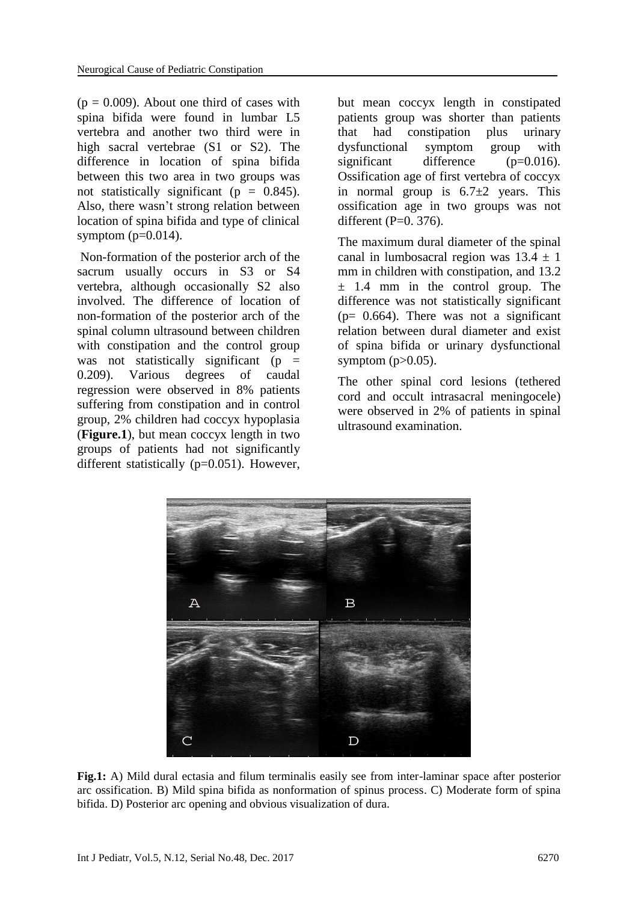($p = 0.009$). About one third of cases with spina bifida were found in lumbar L5 vertebra and another two third were in high sacral vertebrae (S1 or S2). The difference in location of spina bifida between this two area in two groups was not statistically significant ($p = 0.845$). Also, there wasn't strong relation between location of spina bifida and type of clinical symptom ($p=0.014$).

Non-formation of the posterior arch of the sacrum usually occurs in S3 or S4 vertebra, although occasionally S2 also involved. The difference of location of non-formation of the posterior arch of the spinal column ultrasound between children with constipation and the control group was not statistically significant ($p = 0.209$). Various degrees of caudal regression were observed in 8% patients suffering from constipation and in control group, 2% children had coccyx hypoplasia (**Figure.1**), but mean coccyx length in two groups of patients had not significantly different statistically ($p=0.051$). However, but mean coccyx length in constipated patients group was shorter than patients that had constipation plus urinary dysfunctional symptom group with significant difference ($p=0.016$). Ossification age of first vertebra of coccyx in normal group is $6.7\pm2$ years. This ossification age in two groups was not different ($P=0.376$).

The maximum dural diameter of the spinal canal in lumbosacral region was $13.4 \pm 1$ mm in children with constipation, and $13.2 \pm 1.4$ mm in the control group. The difference was not statistically significant ($p= 0.664$). There was not a significant relation between dural diameter and exist of spina bifida or urinary dysfunctional symptom ($p>0.05$).

The other spinal cord lesions (tethered cord and occult intrasacral meningocele) were observed in 2% of patients in spinal ultrasound examination.

**Fig.1:** A) Mild dural ectasia and filum terminalis easily see from inter-laminar space after posterior arc ossification. B) Mild spina bifida as nonformation of spinus process. C) Moderate form of spina bifida. D) Posterior arc opening and obvious visualization of dura.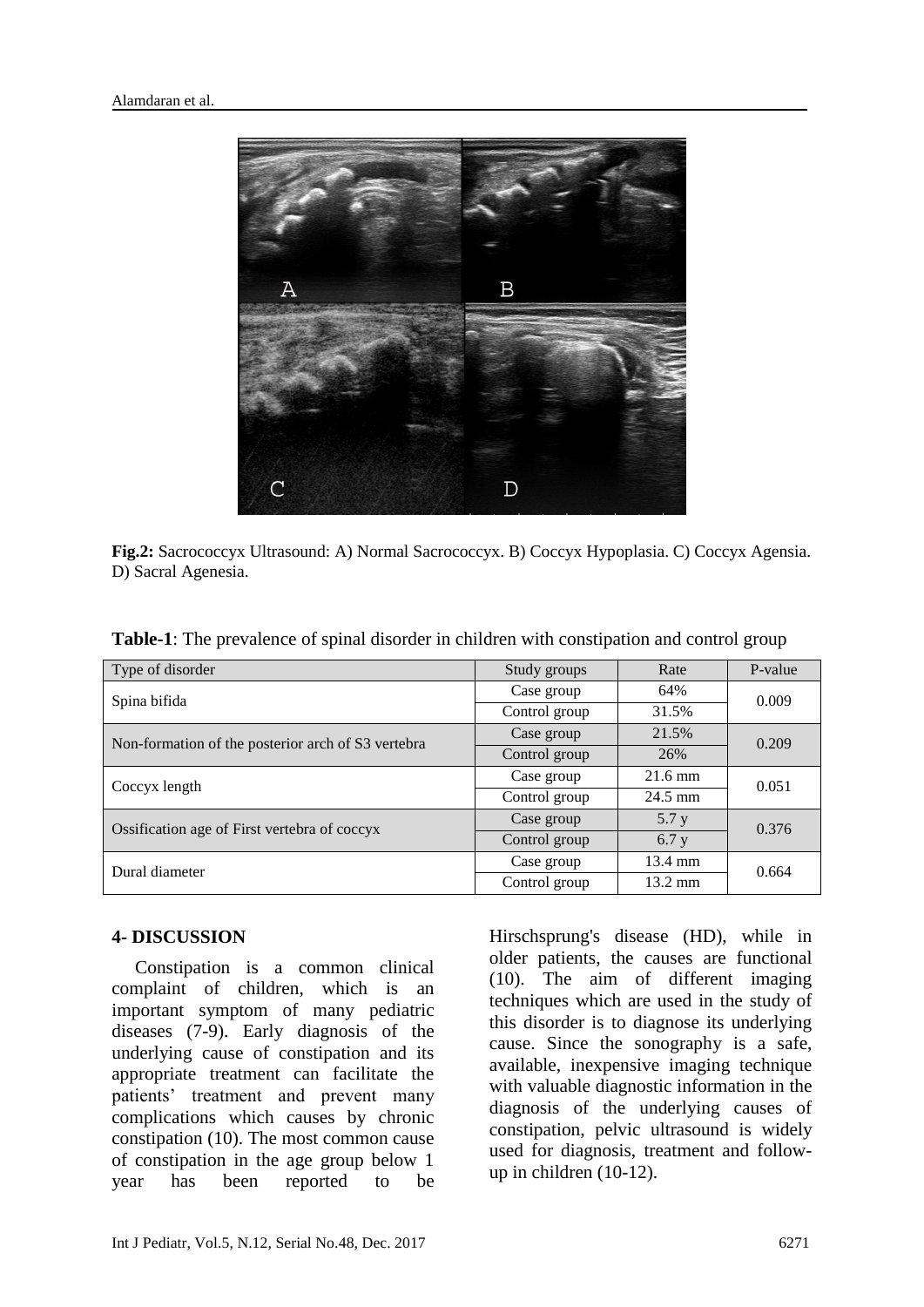**Fig.2:** Sacrococcyx Ultrasound: A) Normal Sacrococcyx. B) Coccyx Hypoplasia. C) Coccyx Agensia. D) Sacral Agenesia.

**Table-1**: The prevalence of spinal disorder in children with constipation and control group

| Type of disorder | Study groups | Rate | P-value |
|---|---|---|---|
| Spina bifida | Case group | 64% | 0.009 |
| | Control group | 31.5% | |
| Non-formation of the posterior arch of S3 vertebra | Case group | 21.5% | 0.209 |
| | Control group | 26% | |
| Coccyx length | Case group | 21.6 mm | 0.051 |
| | Control group | 24.5 mm | |
| Ossification age of First vertebra of coccyx | Case group | 5.7 y | 0.376 |
| | Control group | 6.7 y | |
| Dural diameter | Case group | 13.4 mm | 0.664 |
| | Control group | 13.2 mm | |

## 4- DISCUSSION

Constipation is a common clinical complaint of children, which is an important symptom of many pediatric diseases (7-9). Early diagnosis of the underlying cause of constipation and its appropriate treatment can facilitate the patients' treatment and prevent many complications which causes by chronic constipation (10). The most common cause of constipation in the age group below 1 year has been reported to be Hirschsprung's disease (HD), while in older patients, the causes are functional (10). The aim of different imaging techniques which are used in the study of this disorder is to diagnose its underlying cause. Since the sonography is a safe, available, inexpensive imaging technique with valuable diagnostic information in the diagnosis of the underlying causes of constipation, pelvic ultrasound is widely used for diagnosis, treatment and follow-up in children (10-12).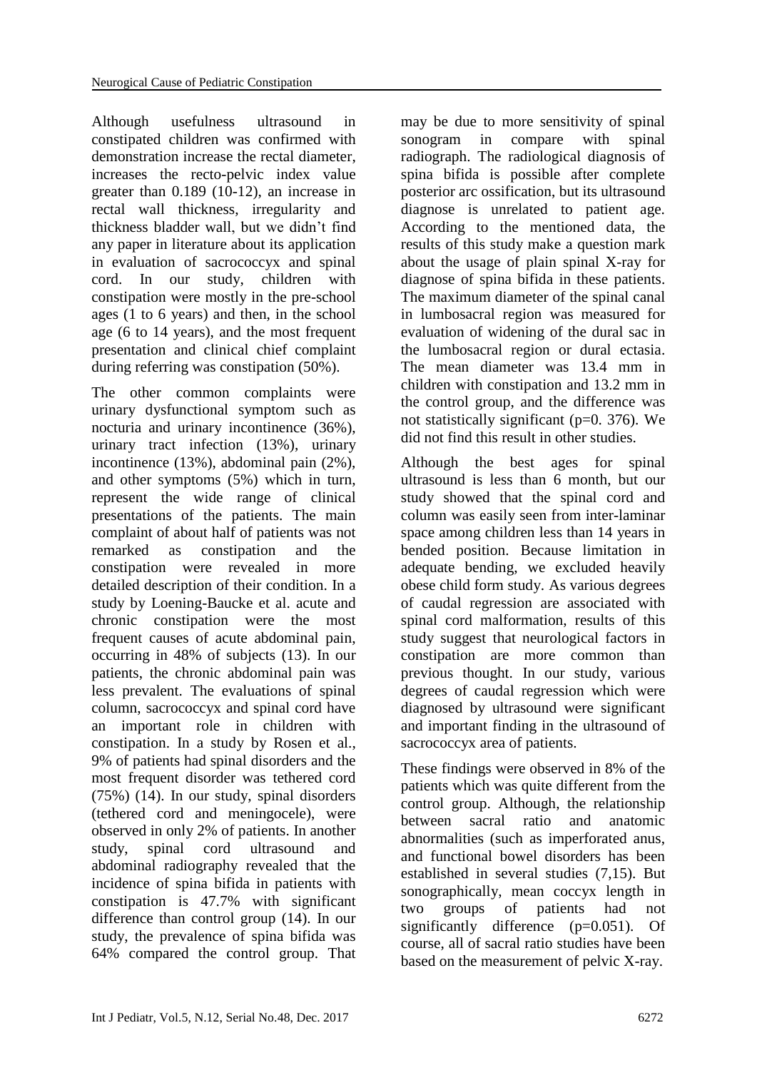Although usefulness ultrasound in constipated children was confirmed with demonstration increase the rectal diameter, increases the recto-pelvic index value greater than 0.189 (10-12), an increase in rectal wall thickness, irregularity and thickness bladder wall, but we didn't find any paper in literature about its application in evaluation of sacrococcyx and spinal cord. In our study, children with constipation were mostly in the pre-school ages (1 to 6 years) and then, in the school age (6 to 14 years), and the most frequent presentation and clinical chief complaint during referring was constipation (50%).

The other common complaints were urinary dysfunctional symptom such as nocturia and urinary incontinence (36%), urinary tract infection (13%), urinary incontinence (13%), abdominal pain (2%), and other symptoms (5%) which in turn, represent the wide range of clinical presentations of the patients. The main complaint of about half of patients was not remarked as constipation and the constipation were revealed in more detailed description of their condition. In a study by Loening-Baucke et al. acute and chronic constipation were the most frequent causes of acute abdominal pain, occurring in 48% of subjects (13). In our patients, the chronic abdominal pain was less prevalent. The evaluations of spinal column, sacrococcyx and spinal cord have an important role in children with constipation. In a study by Rosen et al., 9% of patients had spinal disorders and the most frequent disorder was tethered cord (75%) (14). In our study, spinal disorders (tethered cord and meningocele), were observed in only 2% of patients. In another study, spinal cord ultrasound and abdominal radiography revealed that the incidence of spina bifida in patients with constipation is 47.7% with significant difference than control group (14). In our study, the prevalence of spina bifida was 64% compared the control group. That may be due to more sensitivity of spinal sonogram in compare with spinal radiograph. The radiological diagnosis of spina bifida is possible after complete posterior arc ossification, but its ultrasound diagnose is unrelated to patient age. According to the mentioned data, the results of this study make a question mark about the usage of plain spinal X-ray for diagnose of spina bifida in these patients. The maximum diameter of the spinal canal in lumbosacral region was measured for evaluation of widening of the dural sac in the lumbosacral region or dural ectasia. The mean diameter was 13.4 mm in children with constipation and 13.2 mm in the control group, and the difference was not statistically significant (p=0. 376). We did not find this result in other studies.

Although the best ages for spinal ultrasound is less than 6 month, but our study showed that the spinal cord and column was easily seen from inter-laminar space among children less than 14 years in bended position. Because limitation in adequate bending, we excluded heavily obese child form study. As various degrees of caudal regression are associated with spinal cord malformation, results of this study suggest that neurological factors in constipation are more common than previous thought. In our study, various degrees of caudal regression which were diagnosed by ultrasound were significant and important finding in the ultrasound of sacrococcyx area of patients.

These findings were observed in 8% of the patients which was quite different from the control group. Although, the relationship between sacral ratio and anatomic abnormalities (such as imperforated anus, and functional bowel disorders has been established in several studies (7,15). But sonographically, mean coccyx length in two groups of patients had not significantly difference (p=0.051). Of course, all of sacral ratio studies have been based on the measurement of pelvic X-ray.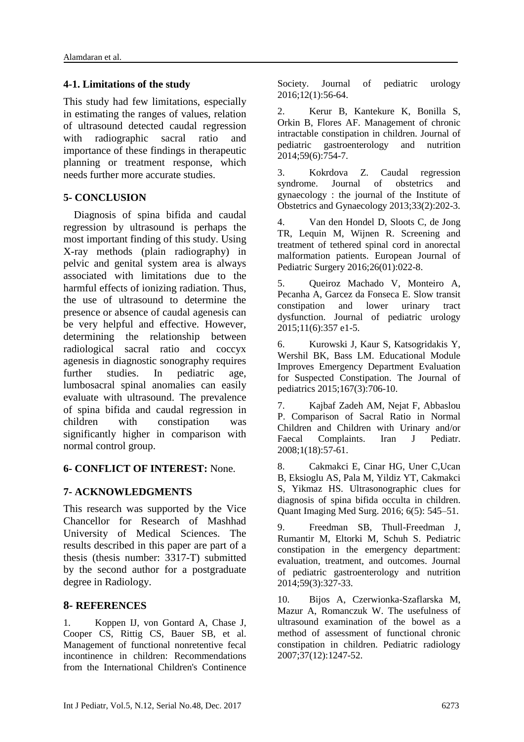## 4-1. Limitations of the study

This study had few limitations, especially in estimating the ranges of values, relation of ultrasound detected caudal regression with radiographic sacral ratio and importance of these findings in therapeutic planning or treatment response, which needs further more accurate studies.

## 5- CONCLUSION

Diagnosis of spina bifida and caudal regression by ultrasound is perhaps the most important finding of this study. Using X-ray methods (plain radiography) in pelvic and genital system area is always associated with limitations due to the harmful effects of ionizing radiation. Thus, the use of ultrasound to determine the presence or absence of caudal agenesis can be very helpful and effective. However, determining the relationship between radiological sacral ratio and coccyx agenesis in diagnostic sonography requires further studies. In pediatric age, lumbosacral spinal anomalies can easily evaluate with ultrasound. The prevalence of spina bifida and caudal regression in children with constipation was significantly higher in comparison with normal control group.

## 6- CONFLICT OF INTEREST: None.

## 7- ACKNOWLEDGMENTS

This research was supported by the Vice Chancellor for Research of Mashhad University of Medical Sciences. The results described in this paper are part of a thesis (thesis number: 3317-T) submitted by the second author for a postgraduate degree in Radiology.

## 8- REFERENCES

1. Koppen IJ, von Gontard A, Chase J, Cooper CS, Rittig CS, Bauer SB, et al. Management of functional nonretentive fecal incontinence in children: Recommendations from the International Children's Continence Society. Journal of pediatric urology 2016;12(1):56-64.

2. Kerur B, Kantekure K, Bonilla S, Orkin B, Flores AF. Management of chronic intractable constipation in children. Journal of pediatric gastroenterology and nutrition 2014;59(6):754-7.

3. Kokrdova Z. Caudal regression syndrome. Journal of obstetrics and gynaecology : the journal of the Institute of Obstetrics and Gynaecology 2013;33(2):202-3.

4. Van den Hondel D, Sloots C, de Jong TR, Lequin M, Wijnen R. Screening and treatment of tethered spinal cord in anorectal malformation patients. European Journal of Pediatric Surgery 2016;26(01):022-8.

5. Queiroz Machado V, Monteiro A, Pecanha A, Garcez da Fonseca E. Slow transit constipation and lower urinary tract dysfunction. Journal of pediatric urology 2015;11(6):357 e1-5.

6. Kurowski J, Kaur S, Katsogridakis Y, Wershil BK, Bass LM. Educational Module Improves Emergency Department Evaluation for Suspected Constipation. The Journal of pediatrics 2015;167(3):706-10.

7. Kajbaf Zadeh AM, Nejat F, Abbaslou P. Comparison of Sacral Ratio in Normal Children and Children with Urinary and/or Faecal Complaints. Iran J Pediatr. 2008;1(18):57-61.

8. Cakmakci E, Cinar HG, Uner C,Ucan B, Eksioglu AS, Pala M, Yildiz YT, Cakmakci S, Yikmaz HS. Ultrasonographic clues for diagnosis of spina bifida occulta in children. Quant Imaging Med Surg. 2016; 6(5): 545–51.

9. Freedman SB, Thull-Freedman J, Rumantir M, Eltorki M, Schuh S. Pediatric constipation in the emergency department: evaluation, treatment, and outcomes. Journal of pediatric gastroenterology and nutrition 2014;59(3):327-33.

10. Bijos A, Czerwionka-Szaflarska M, Mazur A, Romanczuk W. The usefulness of ultrasound examination of the bowel as a method of assessment of functional chronic constipation in children. Pediatric radiology 2007;37(12):1247-52.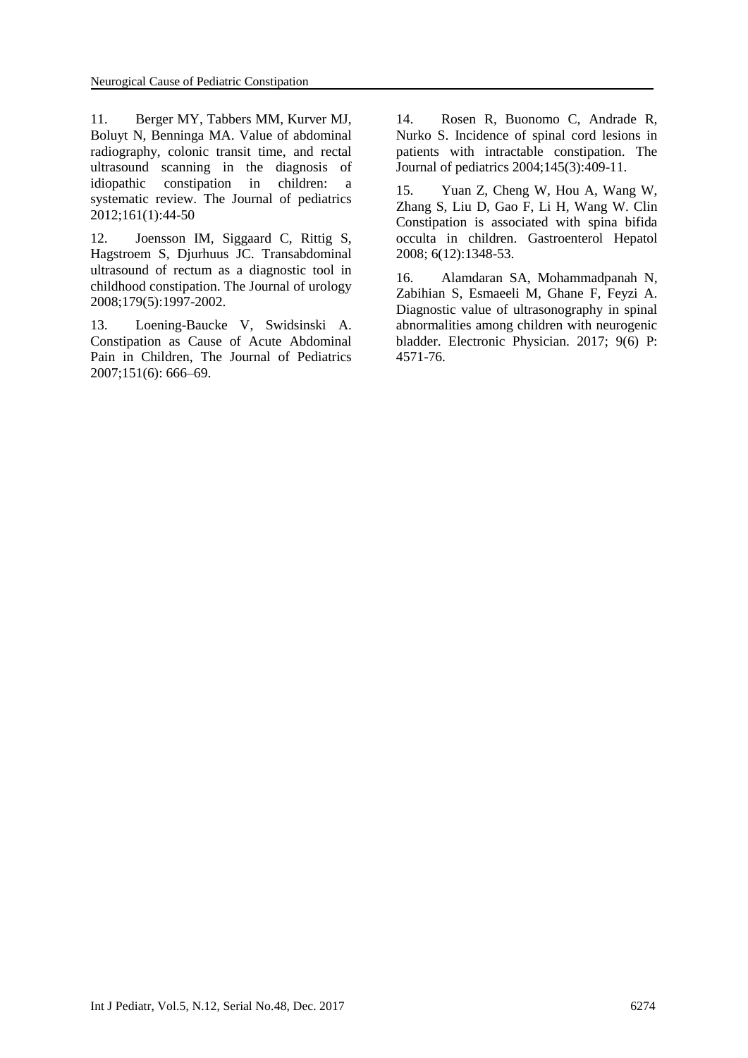11. Berger MY, Tabbers MM, Kurver MJ, Boluyt N, Benninga MA. Value of abdominal radiography, colonic transit time, and rectal ultrasound scanning in the diagnosis of idiopathic constipation in children: a systematic review. The Journal of pediatrics 2012;161(1):44-50

12. Joensson IM, Siggaard C, Rittig S, Hagstroem S, Djurhuus JC. Transabdominal ultrasound of rectum as a diagnostic tool in childhood constipation. The Journal of urology 2008;179(5):1997-2002.

13. Loening-Baucke V, Swidsinski A. Constipation as Cause of Acute Abdominal Pain in Children, The Journal of Pediatrics 2007;151(6): 666–69.

14. Rosen R, Buonomo C, Andrade R, Nurko S. Incidence of spinal cord lesions in patients with intractable constipation. The Journal of pediatrics 2004;145(3):409-11.

15. Yuan Z, Cheng W, Hou A, Wang W, Zhang S, Liu D, Gao F, Li H, Wang W. Clin Constipation is associated with spina bifida occulta in children. Gastroenterol Hepatol 2008; 6(12):1348-53.

16. Alamdaran SA, Mohammadpanah N, Zabihian S, Esmaeeli M, Ghane F, Feyzi A. Diagnostic value of ultrasonography in spinal abnormalities among children with neurogenic bladder. Electronic Physician. 2017; 9(6) P: 4571-76.